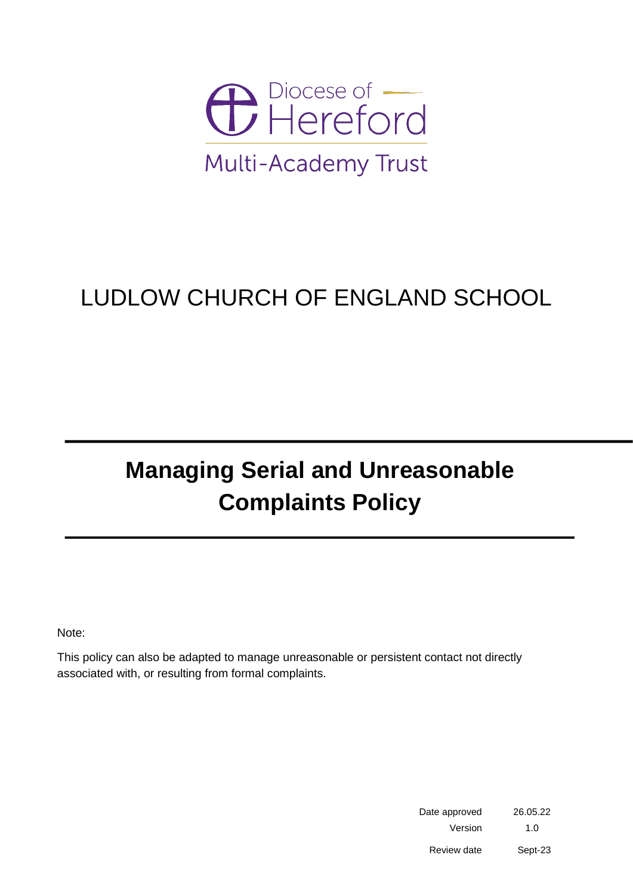Diocese of Hereford

Multi-Academy Trust

# LUDLOW CHURCH OF ENGLAND SCHOOL

# Managing Serial and Unreasonable Complaints Policy

Note:

This policy can also be adapted to manage unreasonable or persistent contact not directly associated with, or resulting from formal complaints.

| | |
|---|---|
| Date approved | 26.05.22 |
| Version | 1.0 |
| Review date | Sept-23 |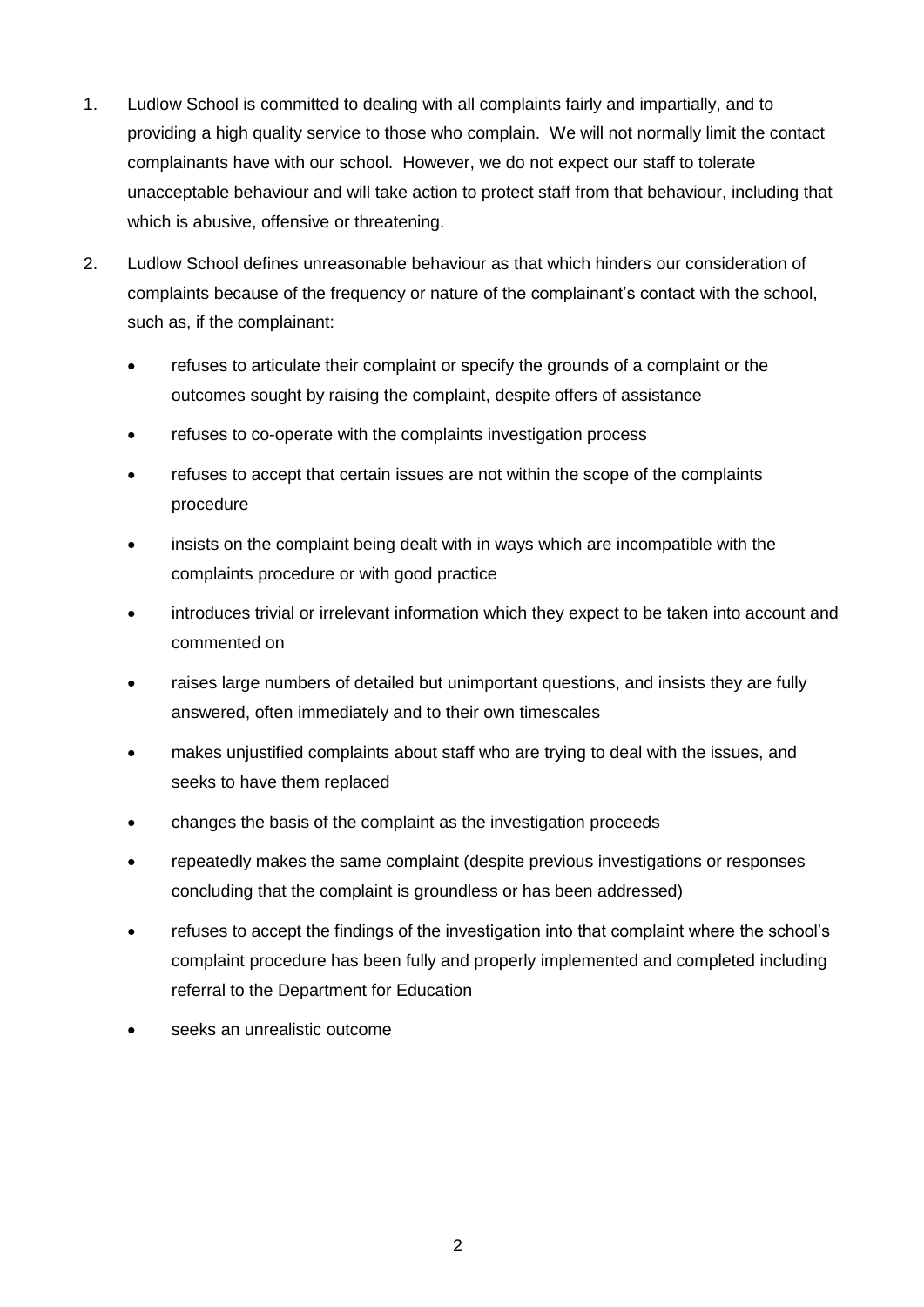1. Ludlow School is committed to dealing with all complaints fairly and impartially, and to providing a high quality service to those who complain. We will not normally limit the contact complainants have with our school. However, we do not expect our staff to tolerate unacceptable behaviour and will take action to protect staff from that behaviour, including that which is abusive, offensive or threatening.

2. Ludlow School defines unreasonable behaviour as that which hinders our consideration of complaints because of the frequency or nature of the complainant's contact with the school, such as, if the complainant:

   - refuses to articulate their complaint or specify the grounds of a complaint or the outcomes sought by raising the complaint, despite offers of assistance
   - refuses to co-operate with the complaints investigation process
   - refuses to accept that certain issues are not within the scope of the complaints procedure
   - insists on the complaint being dealt with in ways which are incompatible with the complaints procedure or with good practice
   - introduces trivial or irrelevant information which they expect to be taken into account and commented on
   - raises large numbers of detailed but unimportant questions, and insists they are fully answered, often immediately and to their own timescales
   - makes unjustified complaints about staff who are trying to deal with the issues, and seeks to have them replaced
   - changes the basis of the complaint as the investigation proceeds
   - repeatedly makes the same complaint (despite previous investigations or responses concluding that the complaint is groundless or has been addressed)
   - refuses to accept the findings of the investigation into that complaint where the school's complaint procedure has been fully and properly implemented and completed including referral to the Department for Education
   - seeks an unrealistic outcome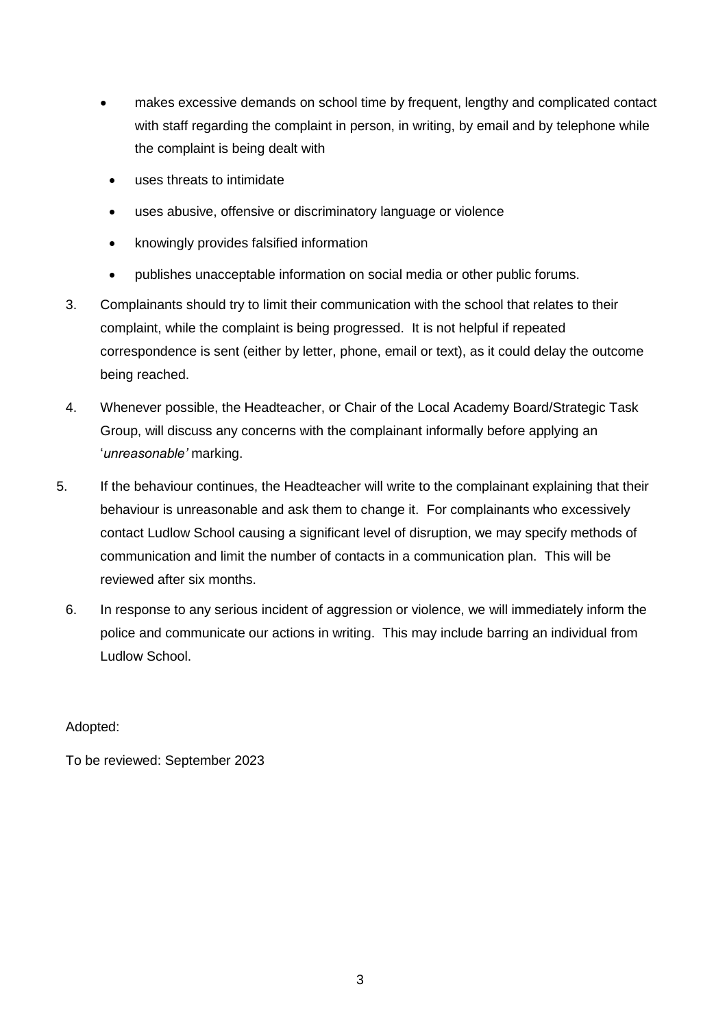- makes excessive demands on school time by frequent, lengthy and complicated contact with staff regarding the complaint in person, in writing, by email and by telephone while the complaint is being dealt with
- uses threats to intimidate
- uses abusive, offensive or discriminatory language or violence
- knowingly provides falsified information
- publishes unacceptable information on social media or other public forums.

3. Complainants should try to limit their communication with the school that relates to their complaint, while the complaint is being progressed. It is not helpful if repeated correspondence is sent (either by letter, phone, email or text), as it could delay the outcome being reached.
4. Whenever possible, the Headteacher, or Chair of the Local Academy Board/Strategic Task Group, will discuss any concerns with the complainant informally before applying an '*unreasonable'* marking.
5. If the behaviour continues, the Headteacher will write to the complainant explaining that their behaviour is unreasonable and ask them to change it. For complainants who excessively contact Ludlow School causing a significant level of disruption, we may specify methods of communication and limit the number of contacts in a communication plan. This will be reviewed after six months.
6. In response to any serious incident of aggression or violence, we will immediately inform the police and communicate our actions in writing. This may include barring an individual from Ludlow School.

Adopted:

To be reviewed: September 2023